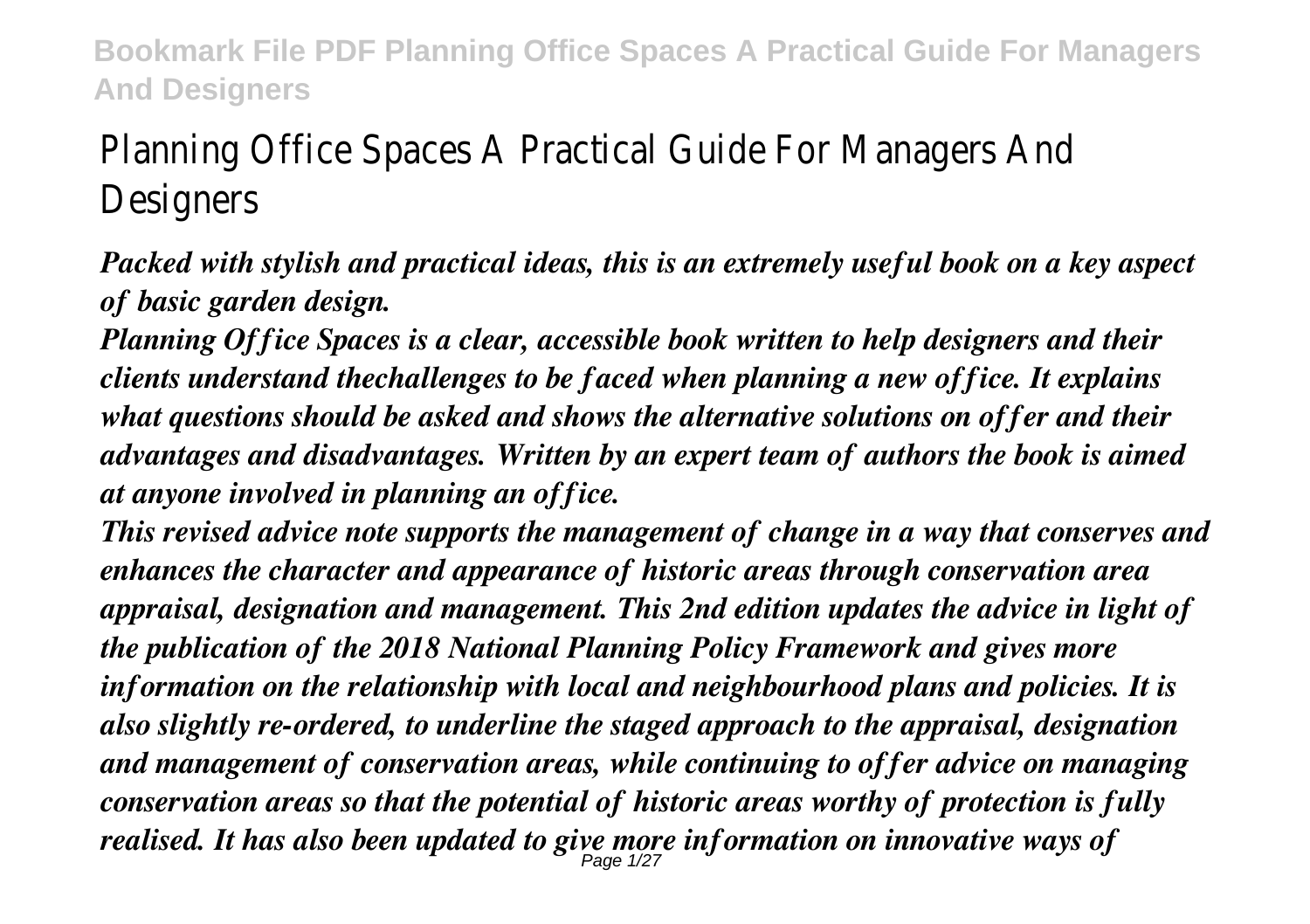# Planning Office Spaces A Practical Guide For Managers And Designers

*Packed with stylish and practical ideas, this is an extremely useful book on a key aspect of basic garden design.*

*Planning Office Spaces is a clear, accessible book written to help designers and their clients understand thechallenges to be faced when planning a new office. It explains what questions should be asked and shows the alternative solutions on offer and their advantages and disadvantages. Written by an expert team of authors the book is aimed at anyone involved in planning an office.*

*This revised advice note supports the management of change in a way that conserves and enhances the character and appearance of historic areas through conservation area appraisal, designation and management. This 2nd edition updates the advice in light of the publication of the 2018 National Planning Policy Framework and gives more information on the relationship with local and neighbourhood plans and policies. It is also slightly re-ordered, to underline the staged approach to the appraisal, designation and management of conservation areas, while continuing to offer advice on managing conservation areas so that the potential of historic areas worthy of protection is fully realised. It has also been updated to give more information on innovative ways of*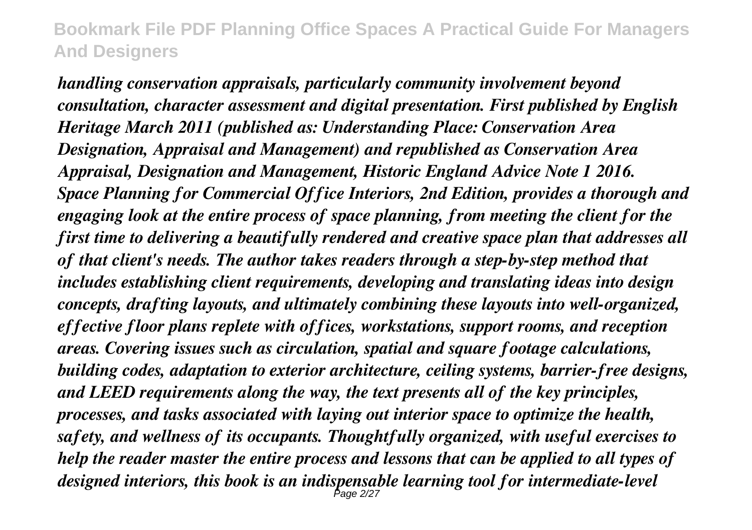*handling conservation appraisals, particularly community involvement beyond consultation, character assessment and digital presentation. First published by English Heritage March 2011 (published as: Understanding Place: Conservation Area Designation, Appraisal and Management) and republished as Conservation Area Appraisal, Designation and Management, Historic England Advice Note 1 2016.*

*Space Planning for Commercial Office Interiors, 2nd Edition, provides a thorough and engaging look at the entire process of space planning, from meeting the client for the first time to delivering a beautifully rendered and creative space plan that addresses all of that client's needs. The author takes readers through a step-by-step method that includes establishing client requirements, developing and translating ideas into design concepts, drafting layouts, and ultimately combining these layouts into well-organized, effective floor plans replete with offices, workstations, support rooms, and reception areas. Covering issues such as circulation, spatial and square footage calculations, building codes, adaptation to exterior architecture, ceiling systems, barrier-free designs, and LEED requirements along the way, the text presents all of the key principles, processes, and tasks associated with laying out interior space to optimize the health, safety, and wellness of its occupants. Thoughtfully organized, with useful exercises to help the reader master the entire process and lessons that can be applied to all types of designed interiors, this book is an indispensable learning tool for intermediate-level*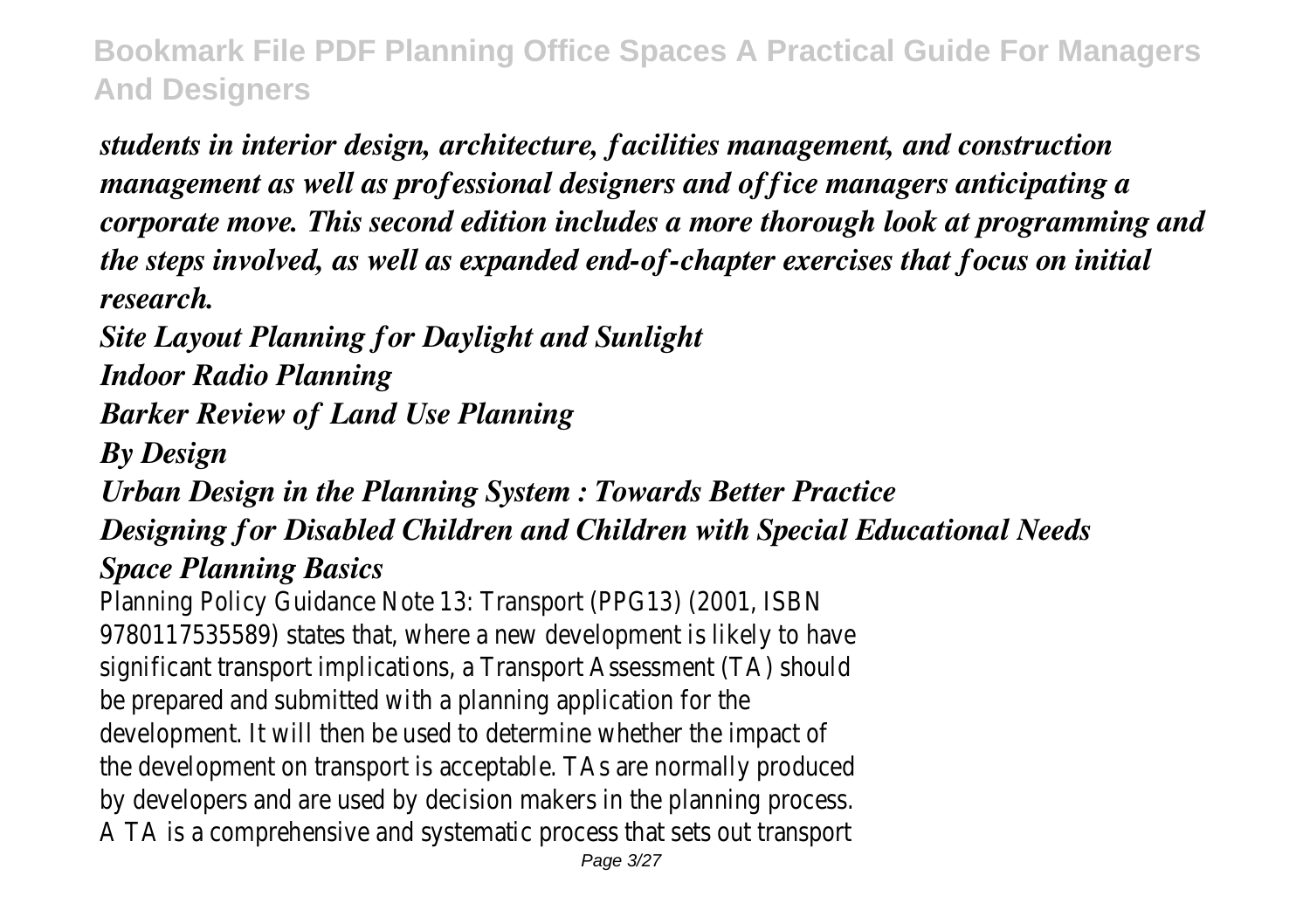*students in interior design, architecture, facilities management, and construction management as well as professional designers and office managers anticipating a corporate move. This second edition includes a more thorough look at programming and the steps involved, as well as expanded end-of-chapter exercises that focus on initial research.*

*Site Layout Planning for Daylight and Sunlight*

*Indoor Radio Planning*

*Barker Review of Land Use Planning*

*By Design*

*Urban Design in the Planning System : Towards Better Practice*

*Designing for Disabled Children and Children with Special Educational Needs*

*Space Planning Basics*

Planning Policy Guidance Note 13: Transport (PPG13) (2001, ISBN 9780117535589) states that, where a new development is likely to have significant transport implications, a Transport Assessment (TA) should be prepared and submitted with a planning application for the development. It will then be used to determine whether the impact of the development on transport is acceptable. TAs are normally produced by developers and are used by decision makers in the planning process. A TA is a comprehensive and systematic process that sets out transport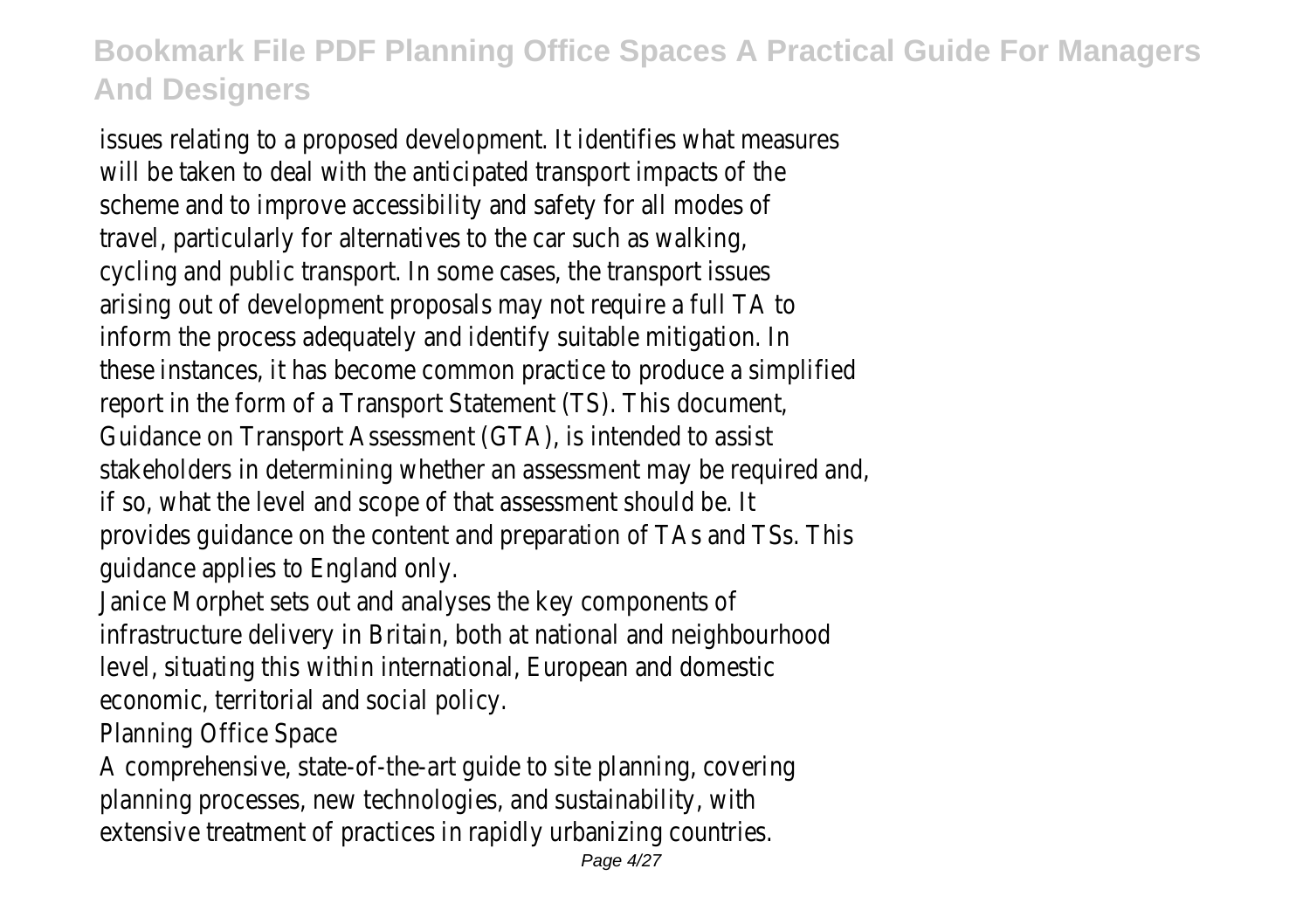issues relating to a proposed development. It identifies what measures will be taken to deal with the anticipated transport impacts of the scheme and to improve accessibility and safety for all modes of travel, particularly for alternatives to the car such as walking, cycling and public transport. In some cases, the transport issues arising out of development proposals may not require a full TA to inform the process adequately and identify suitable mitigation. In these instances, it has become common practice to produce a simplified report in the form of a Transport Statement (TS). This document, Guidance on Transport Assessment (GTA), is intended to assist stakeholders in determining whether an assessment may be required and, if so, what the level and scope of that assessment should be. It provides guidance on the content and preparation of TAs and TSs. This guidance applies to England only.

Janice Morphet sets out and analyses the key components of infrastructure delivery in Britain, both at national and neighbourhood level, situating this within international, European and domestic economic, territorial and social policy.

Planning Office Space

A comprehensive, state-of-the-art guide to site planning, covering planning processes, new technologies, and sustainability, with extensive treatment of practices in rapidly urbanizing countries.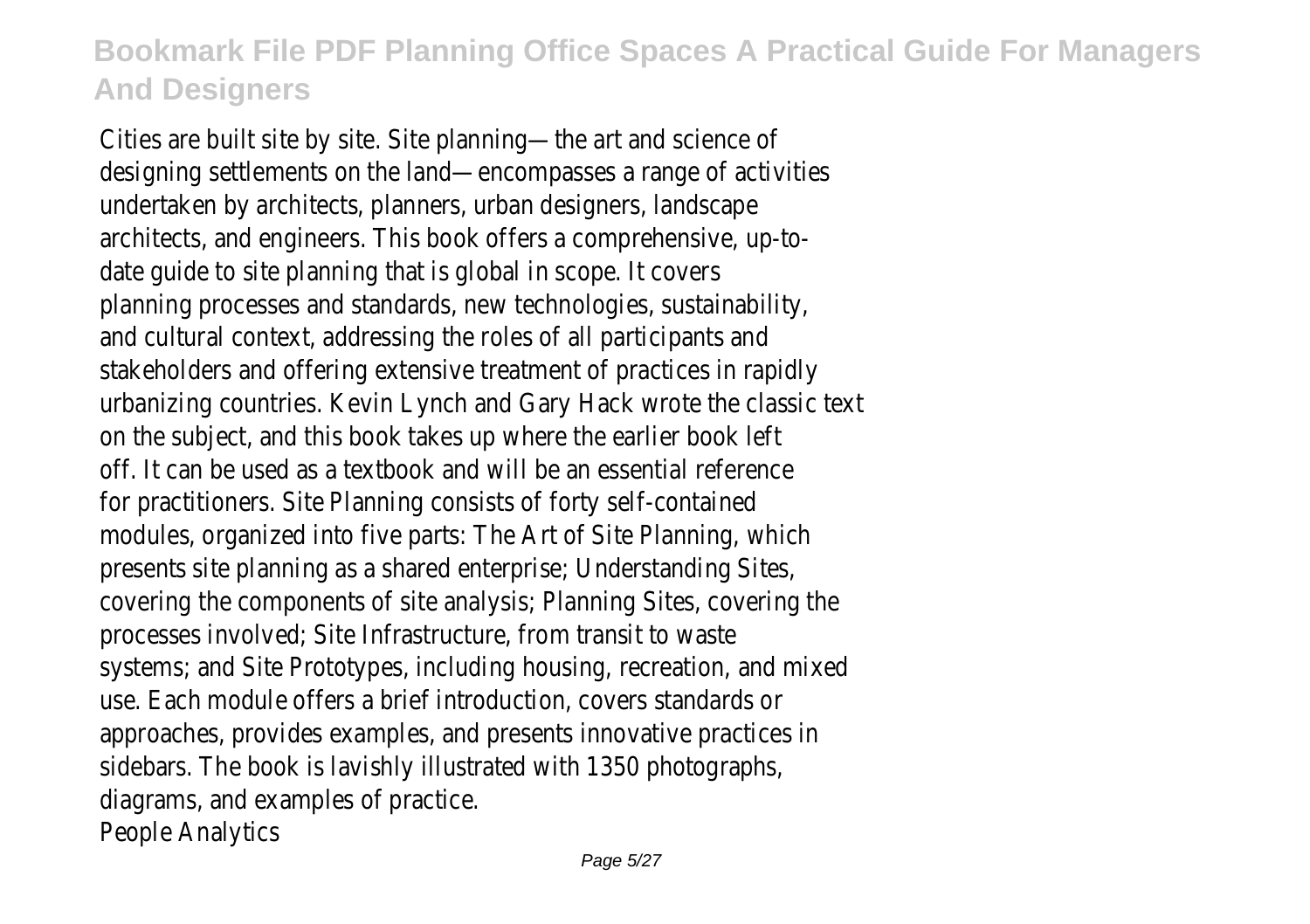Cities are built site by site. Site planning—the art and science of designing settlements on the land—encompasses a range of activities undertaken by architects, planners, urban designers, landscape architects, and engineers. This book offers a comprehensive, up-to-date guide to site planning that is global in scope. It covers planning processes and standards, new technologies, sustainability, and cultural context, addressing the roles of all participants and stakeholders and offering extensive treatment of practices in rapidly urbanizing countries. Kevin Lynch and Gary Hack wrote the classic text on the subject, and this book takes up where the earlier book left off. It can be used as a textbook and will be an essential reference for practitioners. Site Planning consists of forty self-contained modules, organized into five parts: The Art of Site Planning, which presents site planning as a shared enterprise; Understanding Sites, covering the components of site analysis; Planning Sites, covering the processes involved; Site Infrastructure, from transit to waste systems; and Site Prototypes, including housing, recreation, and mixed use. Each module offers a brief introduction, covers standards or approaches, provides examples, and presents innovative practices in sidebars. The book is lavishly illustrated with 1350 photographs, diagrams, and examples of practice.

People Analytics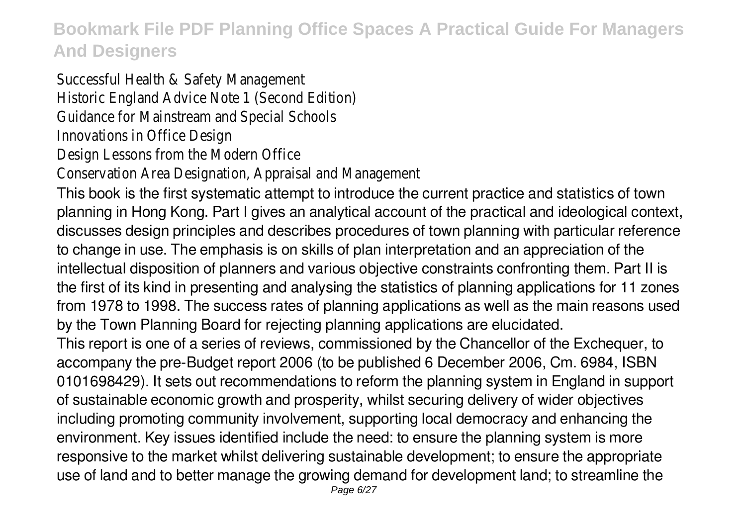Successful Health & Safety Management
Historic England Advice Note 1 (Second Edition)
Guidance for Mainstream and Special Schools
Innovations in Office Design
Design Lessons from the Modern Office
Conservation Area Designation, Appraisal and Management

This book is the first systematic attempt to introduce the current practice and statistics of town planning in Hong Kong. Part I gives an analytical account of the practical and ideological context, discusses design principles and describes procedures of town planning with particular reference to change in use. The emphasis is on skills of plan interpretation and an appreciation of the intellectual disposition of planners and various objective constraints confronting them. Part II is the first of its kind in presenting and analysing the statistics of planning applications for 11 zones from 1978 to 1998. The success rates of planning applications as well as the main reasons used by the Town Planning Board for rejecting planning applications are elucidated.

This report is one of a series of reviews, commissioned by the Chancellor of the Exchequer, to accompany the pre-Budget report 2006 (to be published 6 December 2006, Cm. 6984, ISBN 0101698429). It sets out recommendations to reform the planning system in England in support of sustainable economic growth and prosperity, whilst securing delivery of wider objectives including promoting community involvement, supporting local democracy and enhancing the environment. Key issues identified include the need: to ensure the planning system is more responsive to the market whilst delivering sustainable development; to ensure the appropriate use of land and to better manage the growing demand for development land; to streamline the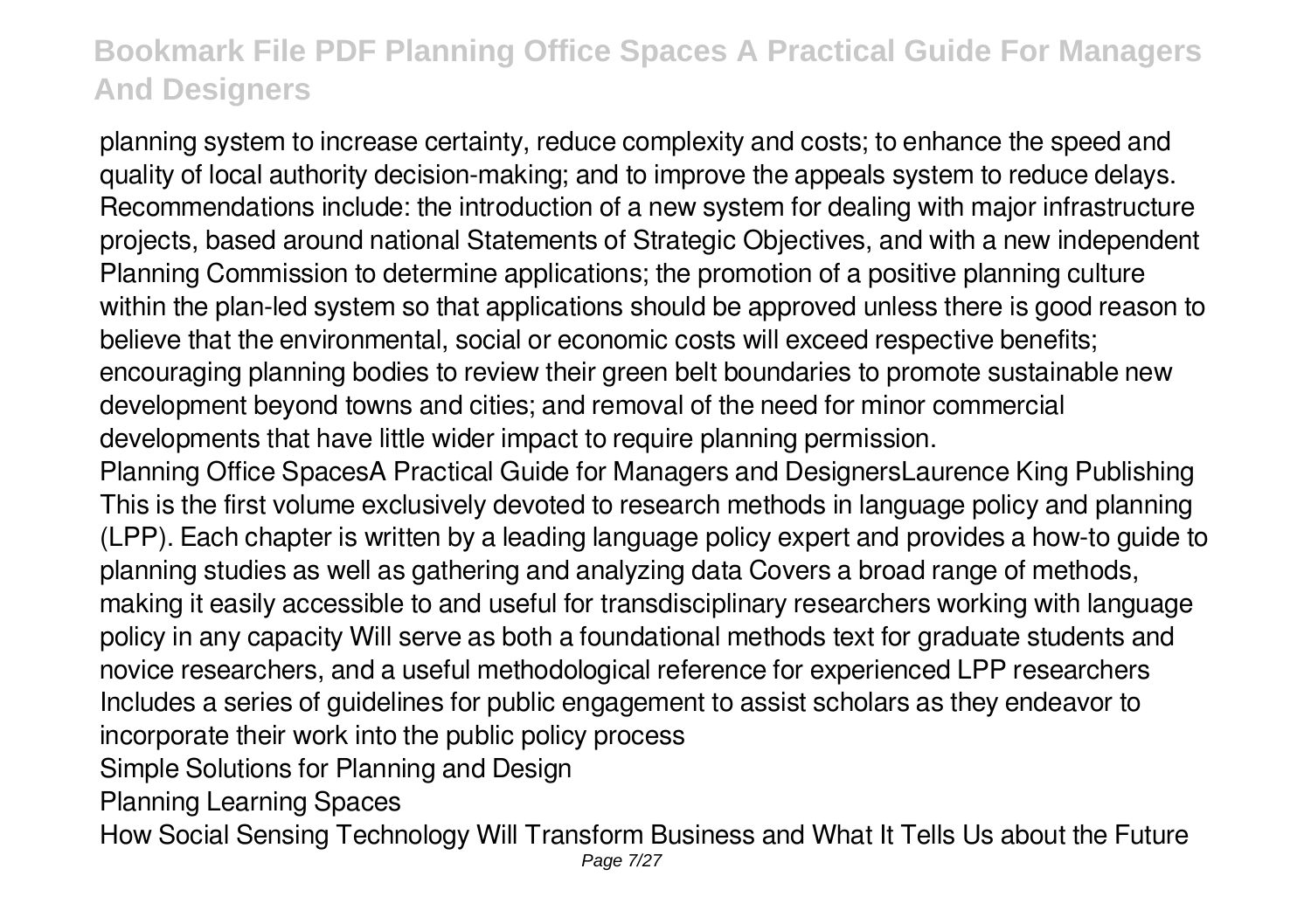planning system to increase certainty, reduce complexity and costs; to enhance the speed and quality of local authority decision-making; and to improve the appeals system to reduce delays. Recommendations include: the introduction of a new system for dealing with major infrastructure projects, based around national Statements of Strategic Objectives, and with a new independent Planning Commission to determine applications; the promotion of a positive planning culture within the plan-led system so that applications should be approved unless there is good reason to believe that the environmental, social or economic costs will exceed respective benefits; encouraging planning bodies to review their green belt boundaries to promote sustainable new development beyond towns and cities; and removal of the need for minor commercial developments that have little wider impact to require planning permission.

Planning Office SpacesA Practical Guide for Managers and DesignersLaurence King Publishing

This is the first volume exclusively devoted to research methods in language policy and planning (LPP). Each chapter is written by a leading language policy expert and provides a how-to guide to planning studies as well as gathering and analyzing data Covers a broad range of methods, making it easily accessible to and useful for transdisciplinary researchers working with language policy in any capacity Will serve as both a foundational methods text for graduate students and novice researchers, and a useful methodological reference for experienced LPP researchers Includes a series of guidelines for public engagement to assist scholars as they endeavor to incorporate their work into the public policy process

Simple Solutions for Planning and Design

Planning Learning Spaces

How Social Sensing Technology Will Transform Business and What It Tells Us about the Future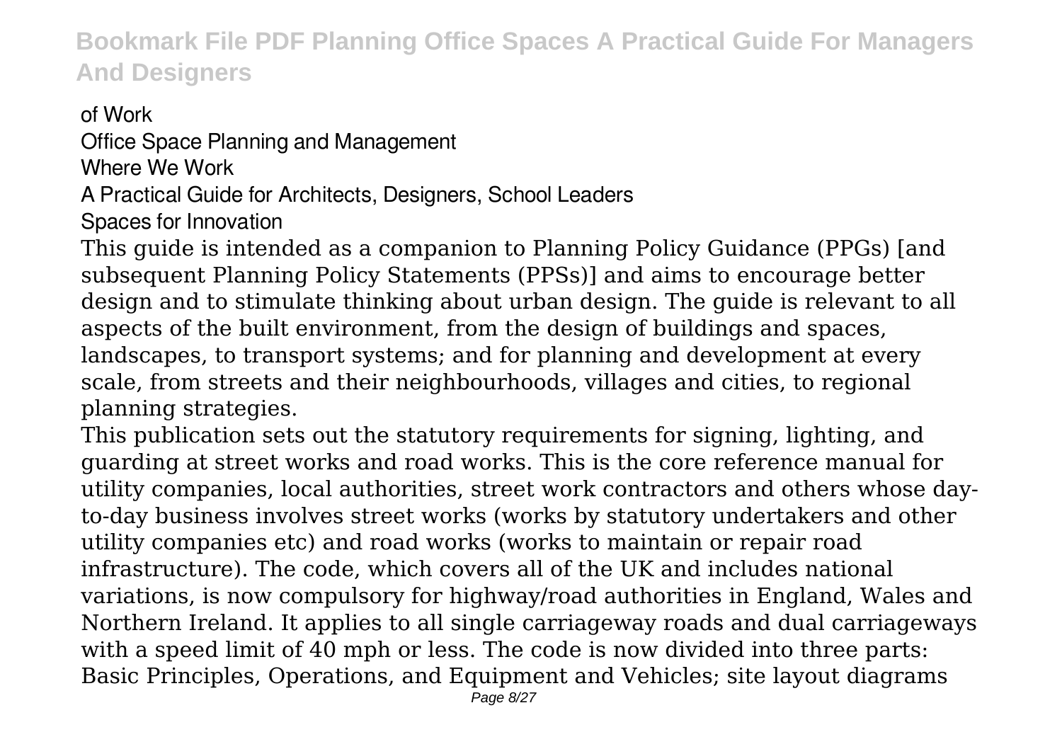of Work

Office Space Planning and Management

Where We Work

A Practical Guide for Architects, Designers, School Leaders

Spaces for Innovation

This guide is intended as a companion to Planning Policy Guidance (PPGs) [and subsequent Planning Policy Statements (PPSs)] and aims to encourage better design and to stimulate thinking about urban design. The guide is relevant to all aspects of the built environment, from the design of buildings and spaces, landscapes, to transport systems; and for planning and development at every scale, from streets and their neighbourhoods, villages and cities, to regional planning strategies.

This publication sets out the statutory requirements for signing, lighting, and guarding at street works and road works. This is the core reference manual for utility companies, local authorities, street work contractors and others whose day-to-day business involves street works (works by statutory undertakers and other utility companies etc) and road works (works to maintain or repair road infrastructure). The code, which covers all of the UK and includes national variations, is now compulsory for highway/road authorities in England, Wales and Northern Ireland. It applies to all single carriageway roads and dual carriageways with a speed limit of 40 mph or less. The code is now divided into three parts: Basic Principles, Operations, and Equipment and Vehicles; site layout diagrams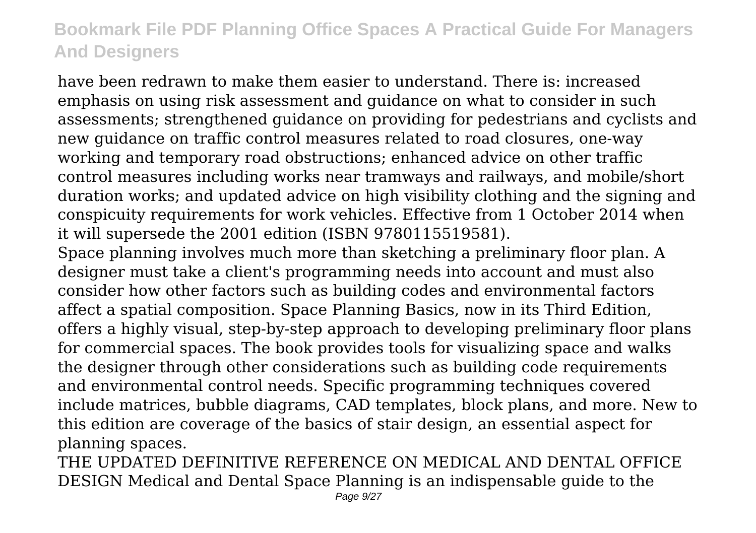have been redrawn to make them easier to understand. There is: increased emphasis on using risk assessment and guidance on what to consider in such assessments; strengthened guidance on providing for pedestrians and cyclists and new guidance on traffic control measures related to road closures, one-way working and temporary road obstructions; enhanced advice on other traffic control measures including works near tramways and railways, and mobile/short duration works; and updated advice on high visibility clothing and the signing and conspicuity requirements for work vehicles. Effective from 1 October 2014 when it will supersede the 2001 edition (ISBN 9780115519581).

Space planning involves much more than sketching a preliminary floor plan. A designer must take a client's programming needs into account and must also consider how other factors such as building codes and environmental factors affect a spatial composition. Space Planning Basics, now in its Third Edition, offers a highly visual, step-by-step approach to developing preliminary floor plans for commercial spaces. The book provides tools for visualizing space and walks the designer through other considerations such as building code requirements and environmental control needs. Specific programming techniques covered include matrices, bubble diagrams, CAD templates, block plans, and more. New to this edition are coverage of the basics of stair design, an essential aspect for planning spaces.

THE UPDATED DEFINITIVE REFERENCE ON MEDICAL AND DENTAL OFFICE DESIGN Medical and Dental Space Planning is an indispensable guide to the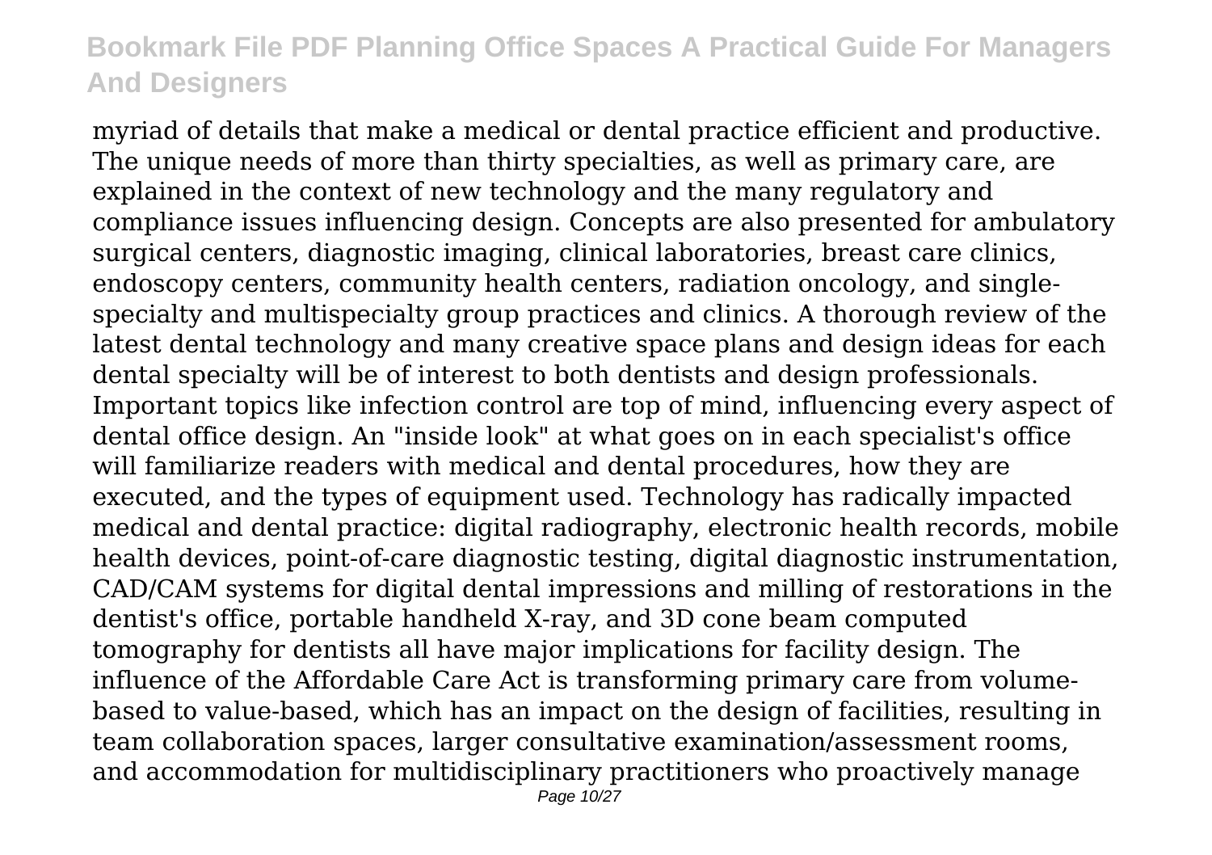myriad of details that make a medical or dental practice efficient and productive. The unique needs of more than thirty specialties, as well as primary care, are explained in the context of new technology and the many regulatory and compliance issues influencing design. Concepts are also presented for ambulatory surgical centers, diagnostic imaging, clinical laboratories, breast care clinics, endoscopy centers, community health centers, radiation oncology, and single-specialty and multispecialty group practices and clinics. A thorough review of the latest dental technology and many creative space plans and design ideas for each dental specialty will be of interest to both dentists and design professionals. Important topics like infection control are top of mind, influencing every aspect of dental office design. An "inside look" at what goes on in each specialist's office will familiarize readers with medical and dental procedures, how they are executed, and the types of equipment used. Technology has radically impacted medical and dental practice: digital radiography, electronic health records, mobile health devices, point-of-care diagnostic testing, digital diagnostic instrumentation, CAD/CAM systems for digital dental impressions and milling of restorations in the dentist's office, portable handheld X-ray, and 3D cone beam computed tomography for dentists all have major implications for facility design. The influence of the Affordable Care Act is transforming primary care from volume-based to value-based, which has an impact on the design of facilities, resulting in team collaboration spaces, larger consultative examination/assessment rooms, and accommodation for multidisciplinary practitioners who proactively manage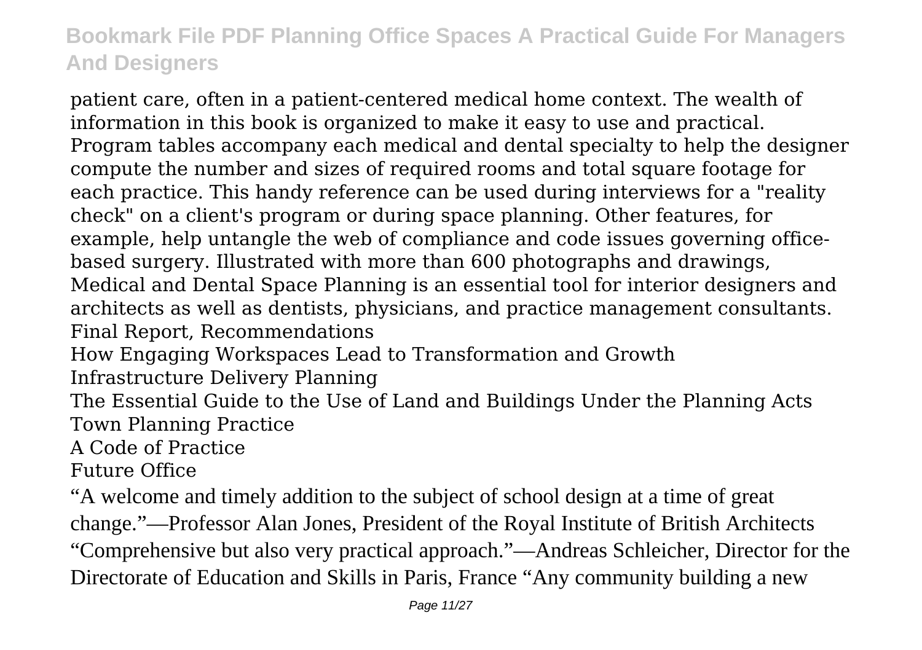patient care, often in a patient-centered medical home context. The wealth of information in this book is organized to make it easy to use and practical. Program tables accompany each medical and dental specialty to help the designer compute the number and sizes of required rooms and total square footage for each practice. This handy reference can be used during interviews for a "reality check" on a client's program or during space planning. Other features, for example, help untangle the web of compliance and code issues governing office-based surgery. Illustrated with more than 600 photographs and drawings, Medical and Dental Space Planning is an essential tool for interior designers and architects as well as dentists, physicians, and practice management consultants.

Final Report, Recommendations

How Engaging Workspaces Lead to Transformation and Growth

Infrastructure Delivery Planning

The Essential Guide to the Use of Land and Buildings Under the Planning Acts

Town Planning Practice

A Code of Practice

Future Office

"A welcome and timely addition to the subject of school design at a time of great change."—Professor Alan Jones, President of the Royal Institute of British Architects "Comprehensive but also very practical approach."—Andreas Schleicher, Director for the Directorate of Education and Skills in Paris, France "Any community building a new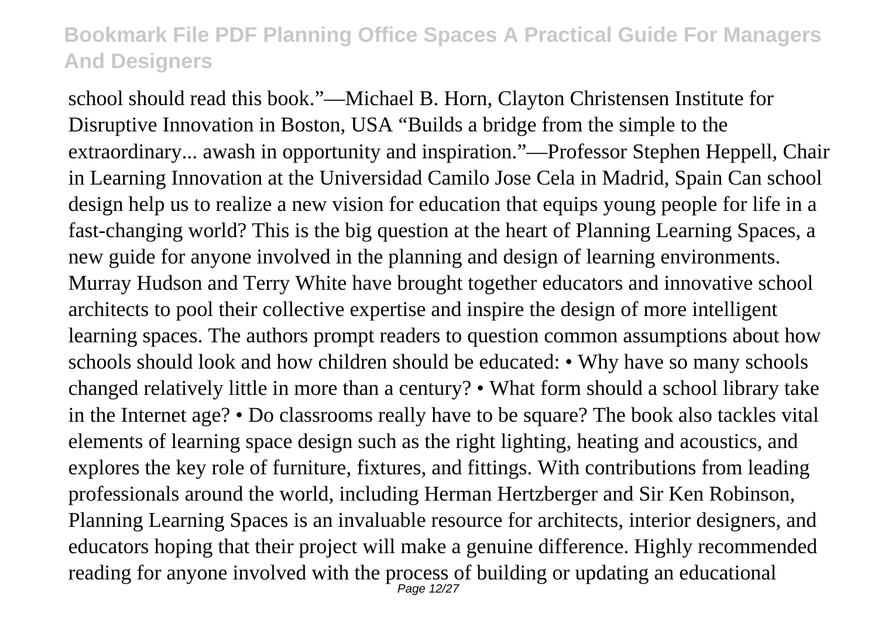school should read this book."—Michael B. Horn, Clayton Christensen Institute for Disruptive Innovation in Boston, USA "Builds a bridge from the simple to the extraordinary... awash in opportunity and inspiration."—Professor Stephen Heppell, Chair in Learning Innovation at the Universidad Camilo Jose Cela in Madrid, Spain Can school design help us to realize a new vision for education that equips young people for life in a fast-changing world? This is the big question at the heart of Planning Learning Spaces, a new guide for anyone involved in the planning and design of learning environments. Murray Hudson and Terry White have brought together educators and innovative school architects to pool their collective expertise and inspire the design of more intelligent learning spaces. The authors prompt readers to question common assumptions about how schools should look and how children should be educated: • Why have so many schools changed relatively little in more than a century? • What form should a school library take in the Internet age? • Do classrooms really have to be square? The book also tackles vital elements of learning space design such as the right lighting, heating and acoustics, and explores the key role of furniture, fixtures, and fittings. With contributions from leading professionals around the world, including Herman Hertzberger and Sir Ken Robinson, Planning Learning Spaces is an invaluable resource for architects, interior designers, and educators hoping that their project will make a genuine difference. Highly recommended reading for anyone involved with the process of building or updating an educational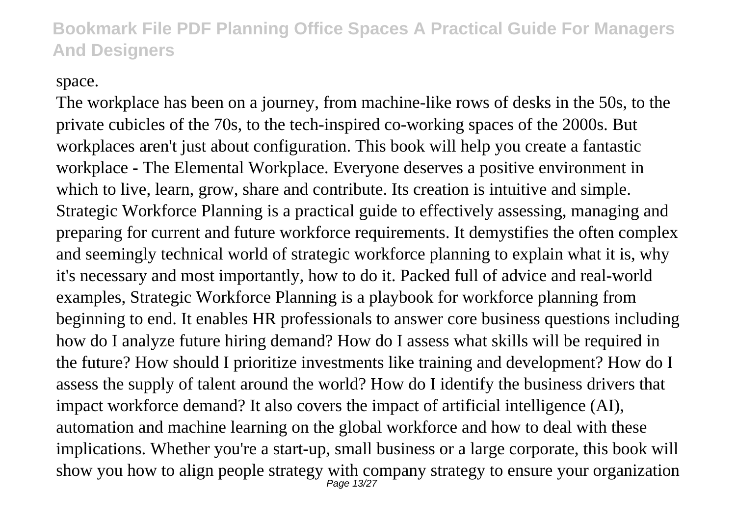space.

The workplace has been on a journey, from machine-like rows of desks in the 50s, to the private cubicles of the 70s, to the tech-inspired co-working spaces of the 2000s. But workplaces aren't just about configuration. This book will help you create a fantastic workplace - The Elemental Workplace. Everyone deserves a positive environment in which to live, learn, grow, share and contribute. Its creation is intuitive and simple.

Strategic Workforce Planning is a practical guide to effectively assessing, managing and preparing for current and future workforce requirements. It demystifies the often complex and seemingly technical world of strategic workforce planning to explain what it is, why it's necessary and most importantly, how to do it. Packed full of advice and real-world examples, Strategic Workforce Planning is a playbook for workforce planning from beginning to end. It enables HR professionals to answer core business questions including how do I analyze future hiring demand? How do I assess what skills will be required in the future? How should I prioritize investments like training and development? How do I assess the supply of talent around the world? How do I identify the business drivers that impact workforce demand? It also covers the impact of artificial intelligence (AI), automation and machine learning on the global workforce and how to deal with these implications. Whether you're a start-up, small business or a large corporate, this book will show you how to align people strategy with company strategy to ensure your organization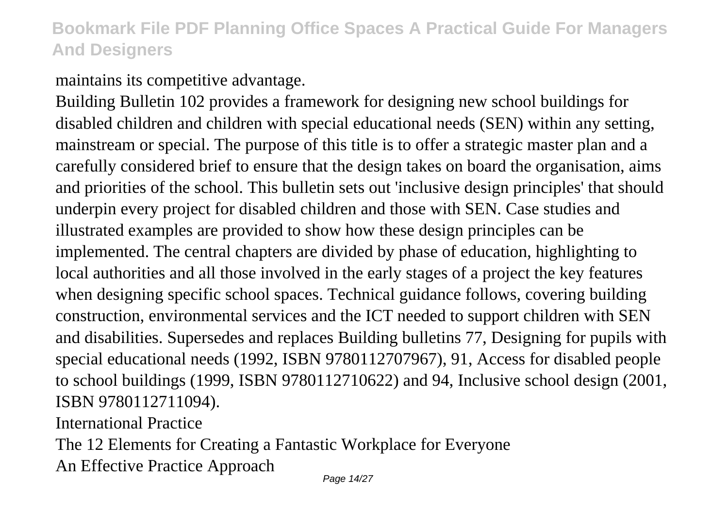maintains its competitive advantage.

Building Bulletin 102 provides a framework for designing new school buildings for disabled children and children with special educational needs (SEN) within any setting, mainstream or special. The purpose of this title is to offer a strategic master plan and a carefully considered brief to ensure that the design takes on board the organisation, aims and priorities of the school. This bulletin sets out 'inclusive design principles' that should underpin every project for disabled children and those with SEN. Case studies and illustrated examples are provided to show how these design principles can be implemented. The central chapters are divided by phase of education, highlighting to local authorities and all those involved in the early stages of a project the key features when designing specific school spaces. Technical guidance follows, covering building construction, environmental services and the ICT needed to support children with SEN and disabilities. Supersedes and replaces Building bulletins 77, Designing for pupils with special educational needs (1992, ISBN 9780112707967), 91, Access for disabled people to school buildings (1999, ISBN 9780112710622) and 94, Inclusive school design (2001, ISBN 9780112711094).

International Practice

The 12 Elements for Creating a Fantastic Workplace for Everyone

An Effective Practice Approach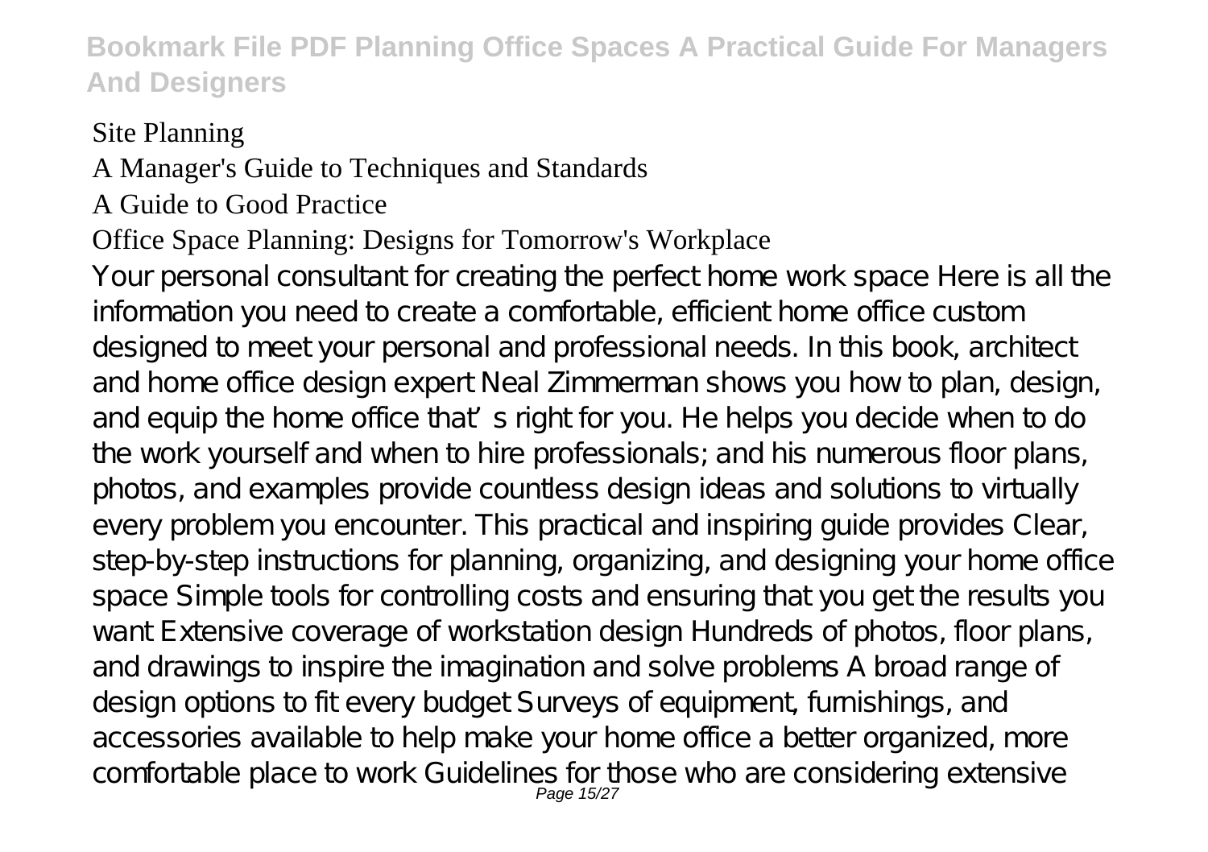Site Planning

A Manager's Guide to Techniques and Standards

A Guide to Good Practice

Office Space Planning: Designs for Tomorrow's Workplace

Your personal consultant for creating the perfect home work space Here is all the information you need to create a comfortable, efficient home office custom designed to meet your personal and professional needs. In this book, architect and home office design expert Neal Zimmerman shows you how to plan, design, and equip the home office that's right for you. He helps you decide when to do the work yourself and when to hire professionals; and his numerous floor plans, photos, and examples provide countless design ideas and solutions to virtually every problem you encounter. This practical and inspiring guide provides Clear, step-by-step instructions for planning, organizing, and designing your home office space Simple tools for controlling costs and ensuring that you get the results you want Extensive coverage of workstation design Hundreds of photos, floor plans, and drawings to inspire the imagination and solve problems A broad range of design options to fit every budget Surveys of equipment, furnishings, and accessories available to help make your home office a better organized, more comfortable place to work Guidelines for those who are considering extensive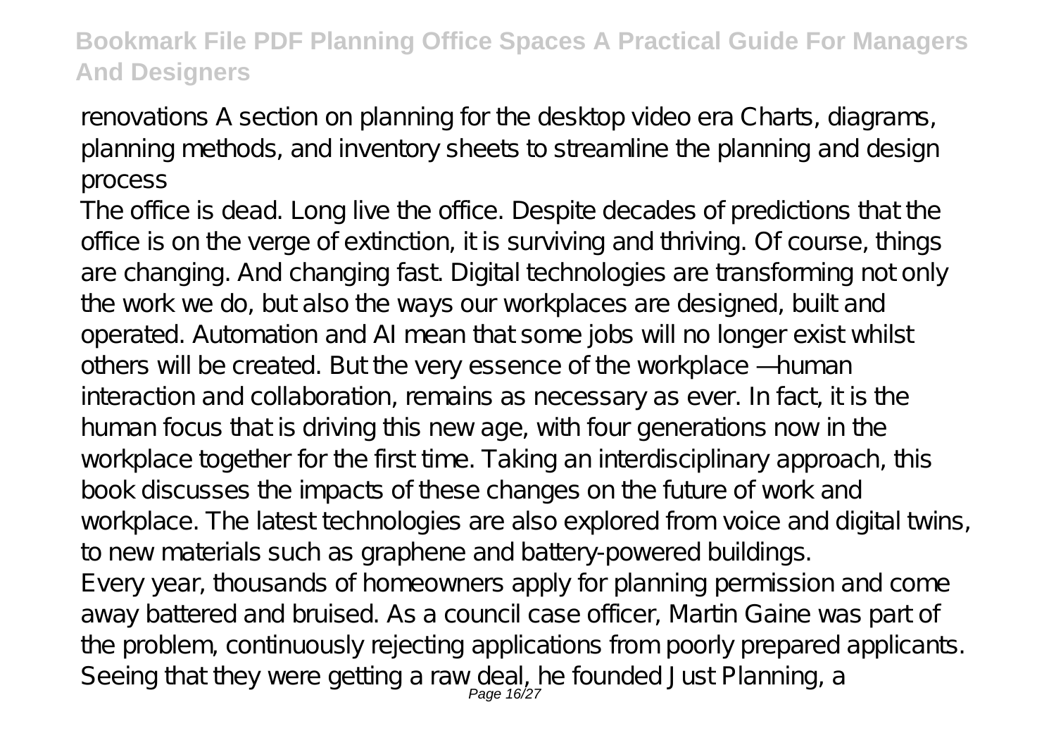renovations A section on planning for the desktop video era Charts, diagrams, planning methods, and inventory sheets to streamline the planning and design process

The office is dead. Long live the office. Despite decades of predictions that the office is on the verge of extinction, it is surviving and thriving. Of course, things are changing. And changing fast. Digital technologies are transforming not only the work we do, but also the ways our workplaces are designed, built and operated. Automation and AI mean that some jobs will no longer exist whilst others will be created. But the very essence of the workplace —human interaction and collaboration, remains as necessary as ever. In fact, it is the human focus that is driving this new age, with four generations now in the workplace together for the first time. Taking an interdisciplinary approach, this book discusses the impacts of these changes on the future of work and workplace. The latest technologies are also explored from voice and digital twins, to new materials such as graphene and battery-powered buildings.

Every year, thousands of homeowners apply for planning permission and come away battered and bruised. As a council case officer, Martin Gaine was part of the problem, continuously rejecting applications from poorly prepared applicants. Seeing that they were getting a raw deal, he founded Just Planning, a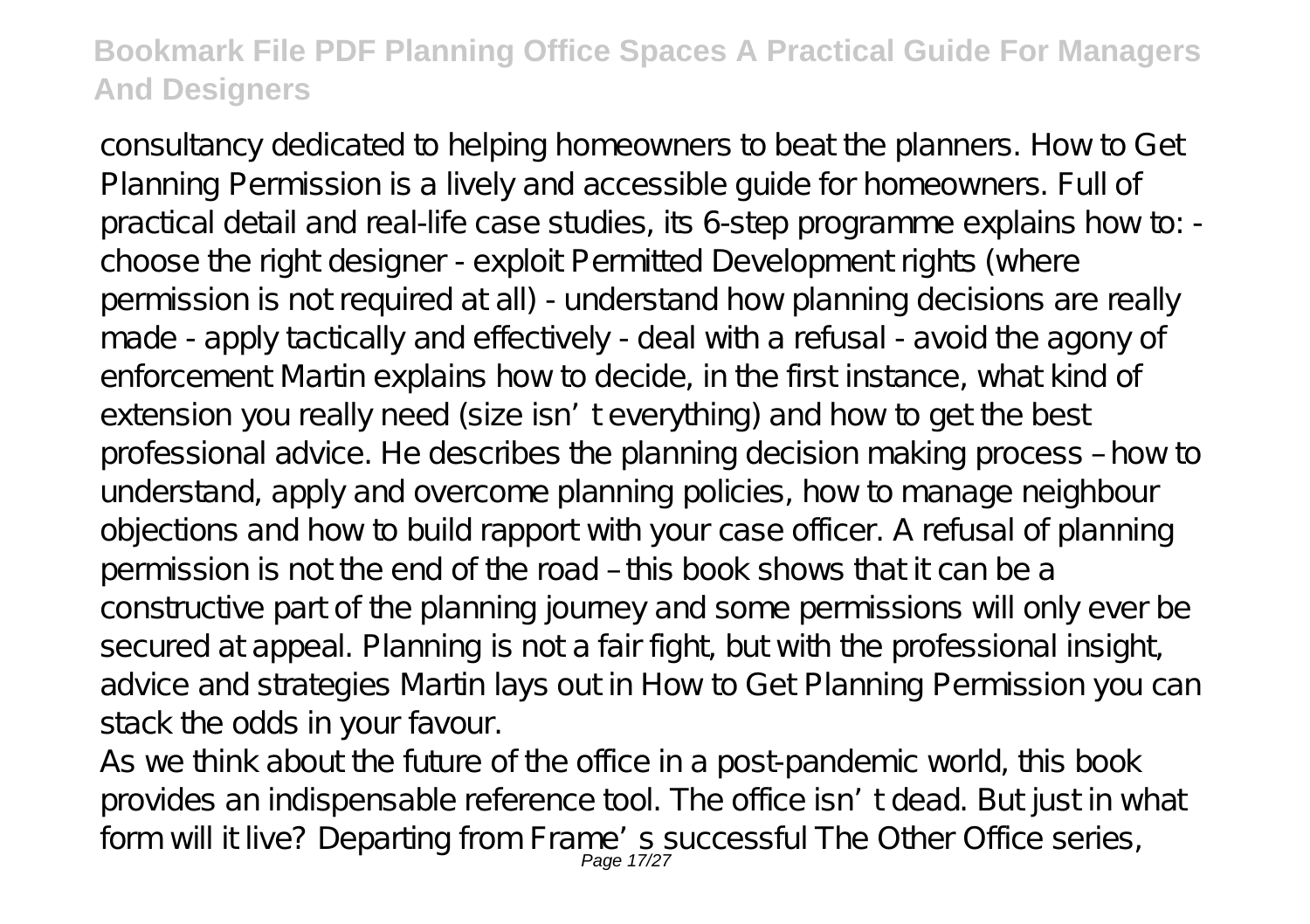consultancy dedicated to helping homeowners to beat the planners. How to Get Planning Permission is a lively and accessible guide for homeowners. Full of practical detail and real-life case studies, its 6-step programme explains how to: - choose the right designer - exploit Permitted Development rights (where permission is not required at all) - understand how planning decisions are really made - apply tactically and effectively - deal with a refusal - avoid the agony of enforcement Martin explains how to decide, in the first instance, what kind of extension you really need (size isn't everything) and how to get the best professional advice. He describes the planning decision making process – how to understand, apply and overcome planning policies, how to manage neighbour objections and how to build rapport with your case officer. A refusal of planning permission is not the end of the road – this book shows that it can be a constructive part of the planning journey and some permissions will only ever be secured at appeal. Planning is not a fair fight, but with the professional insight, advice and strategies Martin lays out in How to Get Planning Permission you can stack the odds in your favour.

As we think about the future of the office in a post-pandemic world, this book provides an indispensable reference tool. The office isn't dead. But just in what form will it live? Departing from Frame's successful The Other Office series,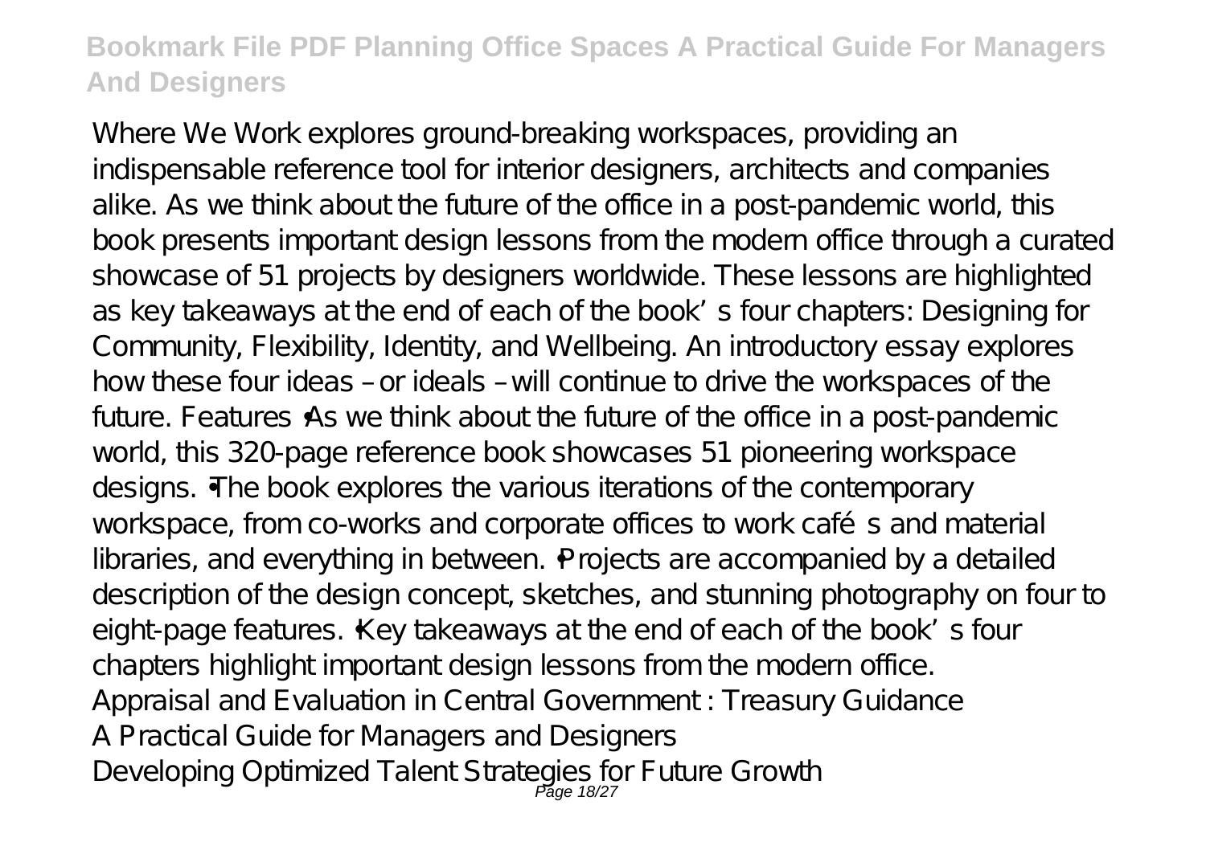Where We Work explores ground-breaking workspaces, providing an indispensable reference tool for interior designers, architects and companies alike. As we think about the future of the office in a post-pandemic world, this book presents important design lessons from the modern office through a curated showcase of 51 projects by designers worldwide. These lessons are highlighted as key takeaways at the end of each of the book's four chapters: Designing for Community, Flexibility, Identity, and Wellbeing. An introductory essay explores how these four ideas – or ideals – will continue to drive the workspaces of the future. Features •As we think about the future of the office in a post-pandemic world, this 320-page reference book showcases 51 pioneering workspace designs. •The book explores the various iterations of the contemporary workspace, from co-works and corporate offices to work cafés and material libraries, and everything in between. •Projects are accompanied by a detailed description of the design concept, sketches, and stunning photography on four to eight-page features. •Key takeaways at the end of each of the book's four chapters highlight important design lessons from the modern office.

Appraisal and Evaluation in Central Government : Treasury Guidance

A Practical Guide for Managers and Designers

Developing Optimized Talent Strategies for Future Growth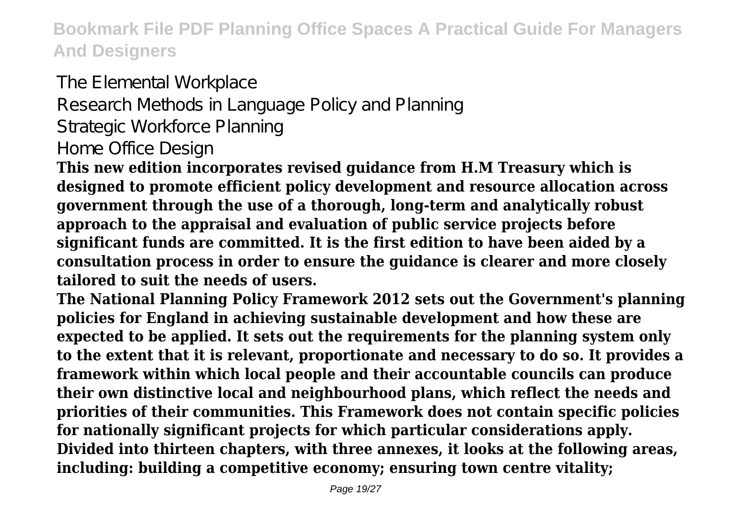The Elemental Workplace

Research Methods in Language Policy and Planning

Strategic Workforce Planning

Home Office Design

**This new edition incorporates revised guidance from H.M Treasury which is designed to promote efficient policy development and resource allocation across government through the use of a thorough, long-term and analytically robust approach to the appraisal and evaluation of public service projects before significant funds are committed. It is the first edition to have been aided by a consultation process in order to ensure the guidance is clearer and more closely tailored to suit the needs of users.**

**The National Planning Policy Framework 2012 sets out the Government's planning policies for England in achieving sustainable development and how these are expected to be applied. It sets out the requirements for the planning system only to the extent that it is relevant, proportionate and necessary to do so. It provides a framework within which local people and their accountable councils can produce their own distinctive local and neighbourhood plans, which reflect the needs and priorities of their communities. This Framework does not contain specific policies for nationally significant projects for which particular considerations apply. Divided into thirteen chapters, with three annexes, it looks at the following areas, including: building a competitive economy; ensuring town centre vitality;**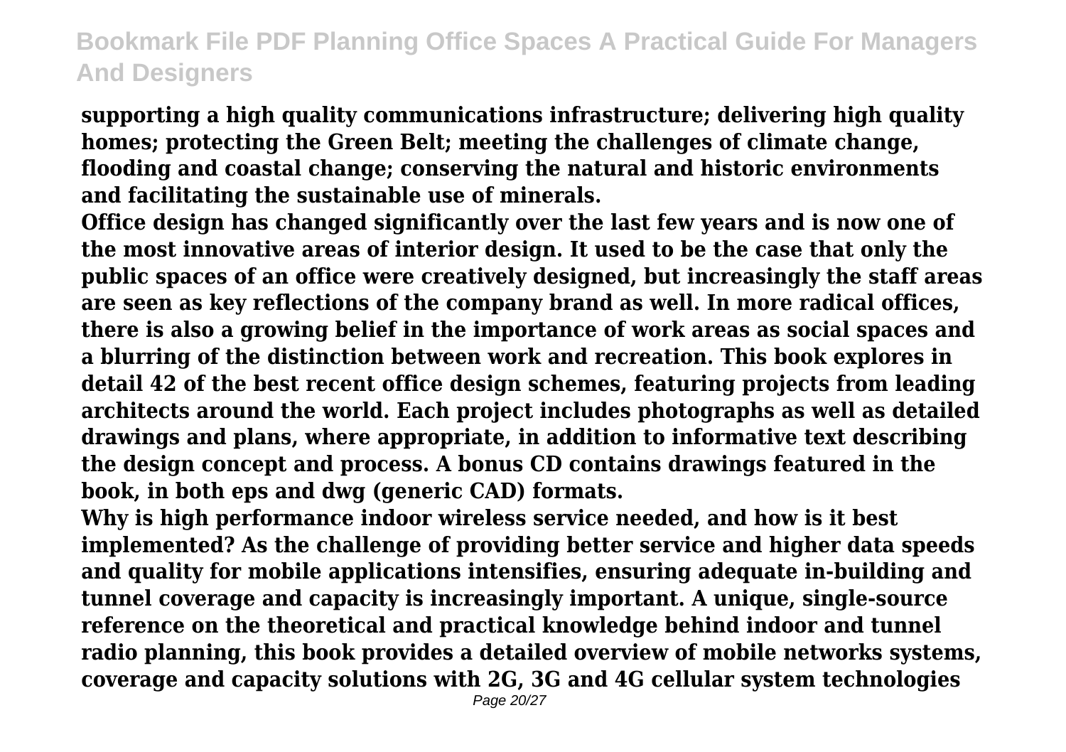**supporting a high quality communications infrastructure; delivering high quality homes; protecting the Green Belt; meeting the challenges of climate change, flooding and coastal change; conserving the natural and historic environments and facilitating the sustainable use of minerals.**

**Office design has changed significantly over the last few years and is now one of the most innovative areas of interior design. It used to be the case that only the public spaces of an office were creatively designed, but increasingly the staff areas are seen as key reflections of the company brand as well. In more radical offices, there is also a growing belief in the importance of work areas as social spaces and a blurring of the distinction between work and recreation. This book explores in detail 42 of the best recent office design schemes, featuring projects from leading architects around the world. Each project includes photographs as well as detailed drawings and plans, where appropriate, in addition to informative text describing the design concept and process. A bonus CD contains drawings featured in the book, in both eps and dwg (generic CAD) formats.**

**Why is high performance indoor wireless service needed, and how is it best implemented? As the challenge of providing better service and higher data speeds and quality for mobile applications intensifies, ensuring adequate in-building and tunnel coverage and capacity is increasingly important. A unique, single-source reference on the theoretical and practical knowledge behind indoor and tunnel radio planning, this book provides a detailed overview of mobile networks systems, coverage and capacity solutions with 2G, 3G and 4G cellular system technologies**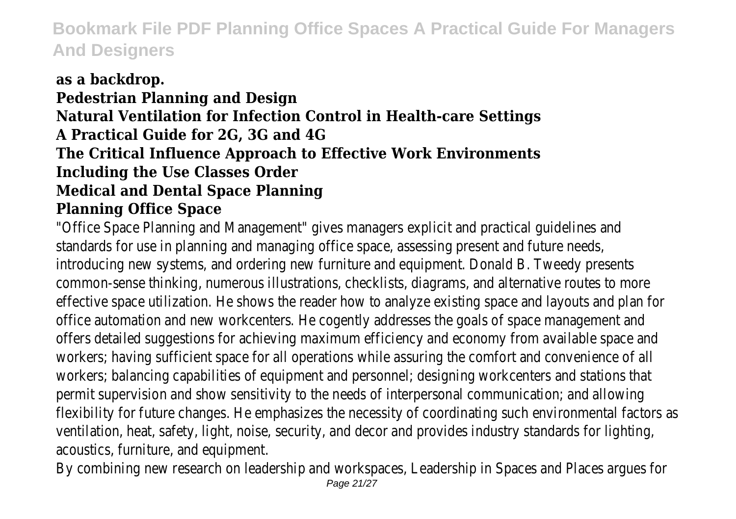**as a backdrop.**

**Pedestrian Planning and Design**

**Natural Ventilation for Infection Control in Health-care Settings**

**A Practical Guide for 2G, 3G and 4G**

**The Critical Influence Approach to Effective Work Environments**

**Including the Use Classes Order**

**Medical and Dental Space Planning**

**Planning Office Space**

"Office Space Planning and Management" gives managers explicit and practical guidelines and standards for use in planning and managing office space, assessing present and future needs, introducing new systems, and ordering new furniture and equipment. Donald B. Tweedy presents common-sense thinking, numerous illustrations, checklists, diagrams, and alternative routes to more effective space utilization. He shows the reader how to analyze existing space and layouts and plan for office automation and new workcenters. He cogently addresses the goals of space management and offers detailed suggestions for achieving maximum efficiency and economy from available space and workers; having sufficient space for all operations while assuring the comfort and convenience of all workers; balancing capabilities of equipment and personnel; designing workcenters and stations that permit supervision and show sensitivity to the needs of interpersonal communication; and allowing flexibility for future changes. He emphasizes the necessity of coordinating such environmental factors as ventilation, heat, safety, light, noise, security, and decor and provides industry standards for lighting, acoustics, furniture, and equipment.

By combining new research on leadership and workspaces, Leadership in Spaces and Places argues for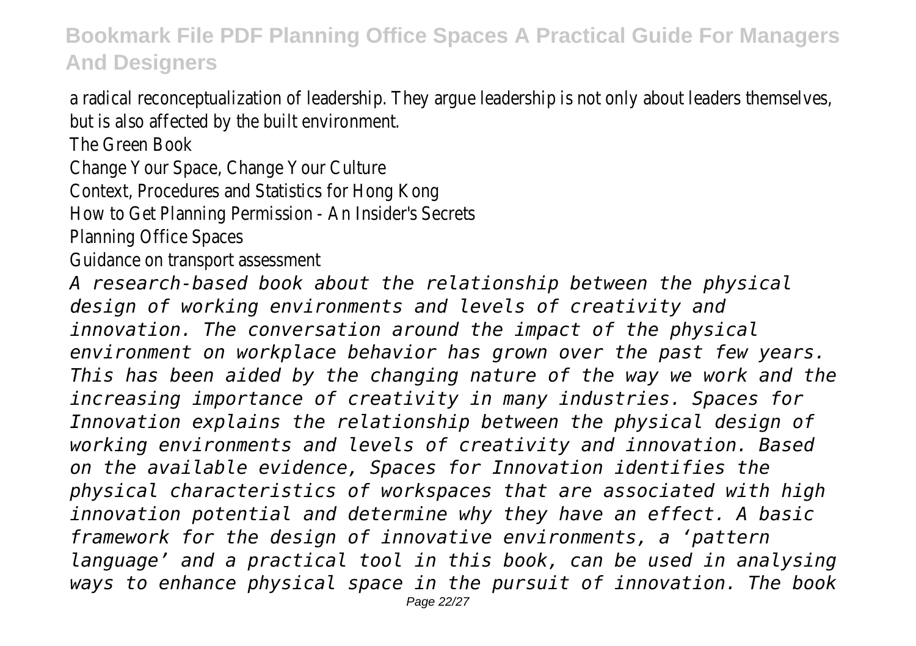a radical reconceptualization of leadership. They argue leadership is not only about leaders themselves, but is also affected by the built environment.

The Green Book

Change Your Space, Change Your Culture

Context, Procedures and Statistics for Hong Kong

How to Get Planning Permission - An Insider's Secrets

Planning Office Spaces

Guidance on transport assessment

*A research-based book about the relationship between the physical design of working environments and levels of creativity and innovation. The conversation around the impact of the physical environment on workplace behavior has grown over the past few years. This has been aided by the changing nature of the way we work and the increasing importance of creativity in many industries. Spaces for Innovation explains the relationship between the physical design of working environments and levels of creativity and innovation. Based on the available evidence, Spaces for Innovation identifies the physical characteristics of workspaces that are associated with high innovation potential and determine why they have an effect. A basic framework for the design of innovative environments, a 'pattern language' and a practical tool in this book, can be used in analysing ways to enhance physical space in the pursuit of innovation. The book*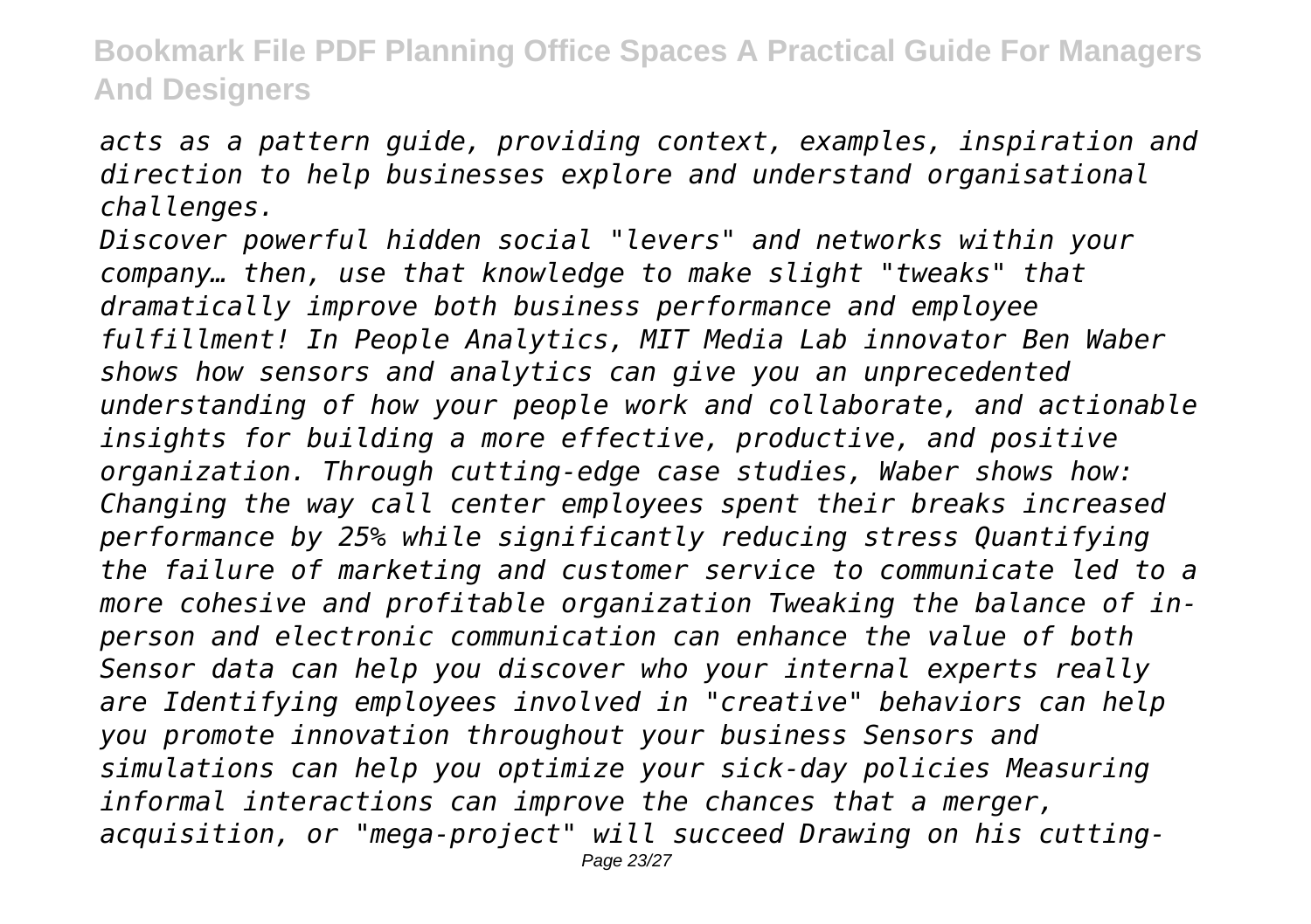*acts as a pattern guide, providing context, examples, inspiration and direction to help businesses explore and understand organisational challenges.*

*Discover powerful hidden social "levers" and networks within your company… then, use that knowledge to make slight "tweaks" that dramatically improve both business performance and employee fulfillment! In People Analytics, MIT Media Lab innovator Ben Waber shows how sensors and analytics can give you an unprecedented understanding of how your people work and collaborate, and actionable insights for building a more effective, productive, and positive organization. Through cutting-edge case studies, Waber shows how: Changing the way call center employees spent their breaks increased performance by 25% while significantly reducing stress Quantifying the failure of marketing and customer service to communicate led to a more cohesive and profitable organization Tweaking the balance of in-person and electronic communication can enhance the value of both Sensor data can help you discover who your internal experts really are Identifying employees involved in "creative" behaviors can help you promote innovation throughout your business Sensors and simulations can help you optimize your sick-day policies Measuring informal interactions can improve the chances that a merger, acquisition, or "mega-project" will succeed Drawing on his cutting-*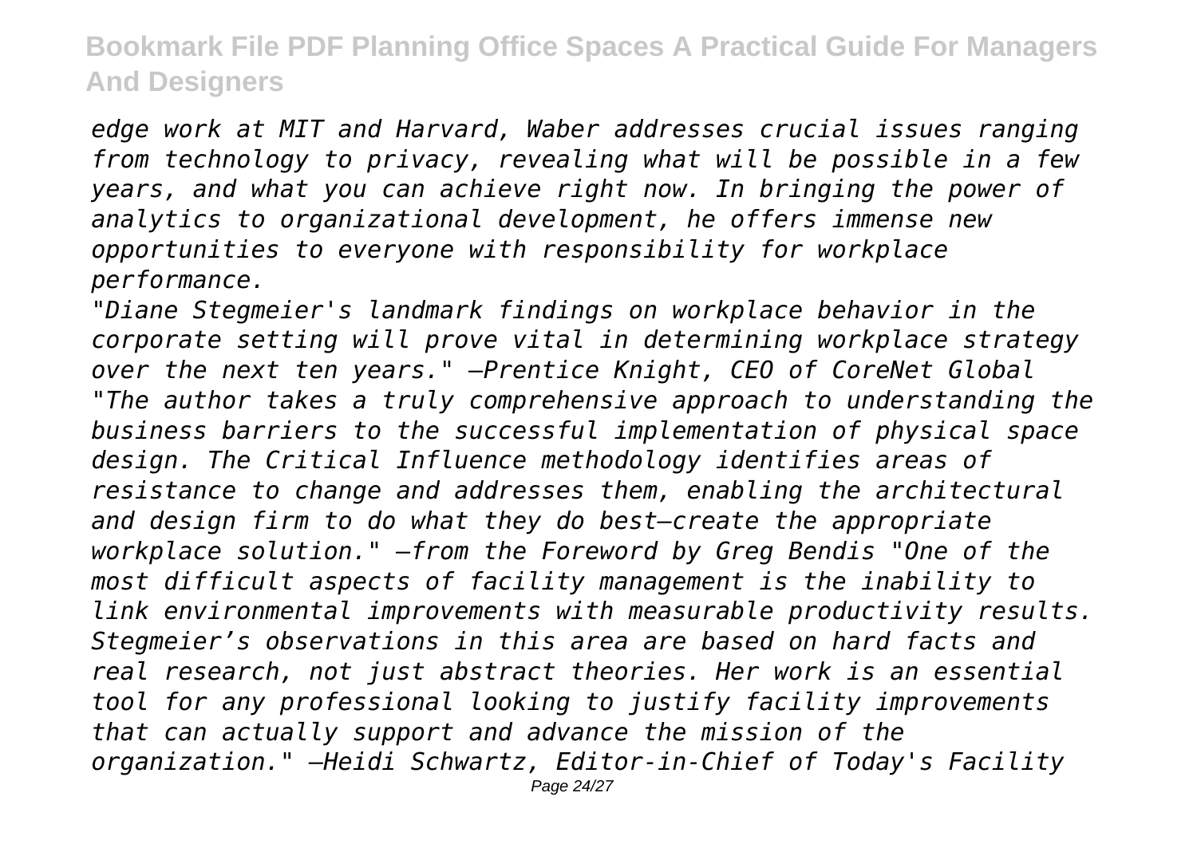*edge work at MIT and Harvard, Waber addresses crucial issues ranging from technology to privacy, revealing what will be possible in a few years, and what you can achieve right now. In bringing the power of analytics to organizational development, he offers immense new opportunities to everyone with responsibility for workplace performance.*

*"Diane Stegmeier's landmark findings on workplace behavior in the corporate setting will prove vital in determining workplace strategy over the next ten years." —Prentice Knight, CEO of CoreNet Global "The author takes a truly comprehensive approach to understanding the business barriers to the successful implementation of physical space design. The Critical Influence methodology identifies areas of resistance to change and addresses them, enabling the architectural and design firm to do what they do best—create the appropriate workplace solution." —from the Foreword by Greg Bendis "One of the most difficult aspects of facility management is the inability to link environmental improvements with measurable productivity results. Stegmeier's observations in this area are based on hard facts and real research, not just abstract theories. Her work is an essential tool for any professional looking to justify facility improvements that can actually support and advance the mission of the organization." —Heidi Schwartz, Editor-in-Chief of Today's Facility*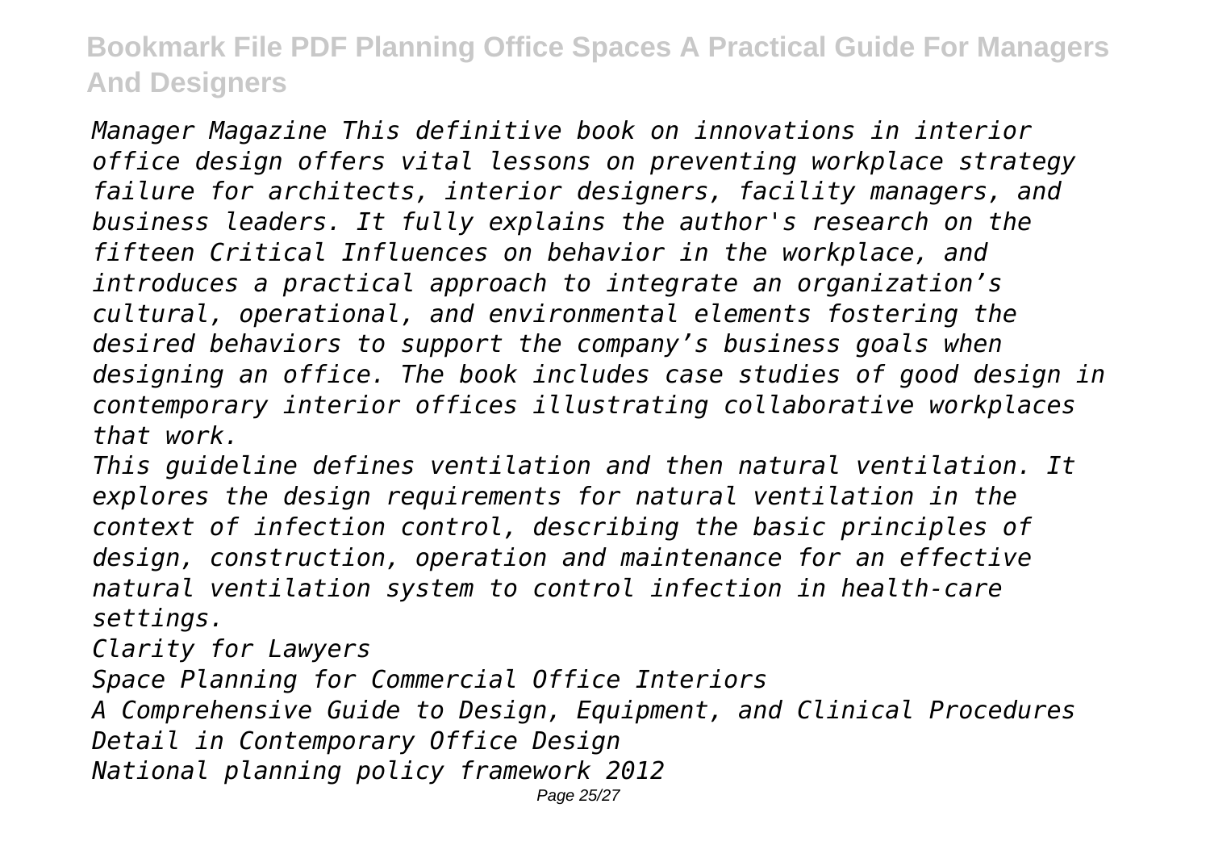*Manager Magazine This definitive book on innovations in interior office design offers vital lessons on preventing workplace strategy failure for architects, interior designers, facility managers, and business leaders. It fully explains the author's research on the fifteen Critical Influences on behavior in the workplace, and introduces a practical approach to integrate an organization's cultural, operational, and environmental elements fostering the desired behaviors to support the company's business goals when designing an office. The book includes case studies of good design in contemporary interior offices illustrating collaborative workplaces that work.*

*This guideline defines ventilation and then natural ventilation. It explores the design requirements for natural ventilation in the context of infection control, describing the basic principles of design, construction, operation and maintenance for an effective natural ventilation system to control infection in health-care settings.*

*Clarity for Lawyers*

*Space Planning for Commercial Office Interiors*

*A Comprehensive Guide to Design, Equipment, and Clinical Procedures*

*Detail in Contemporary Office Design*

*National planning policy framework 2012*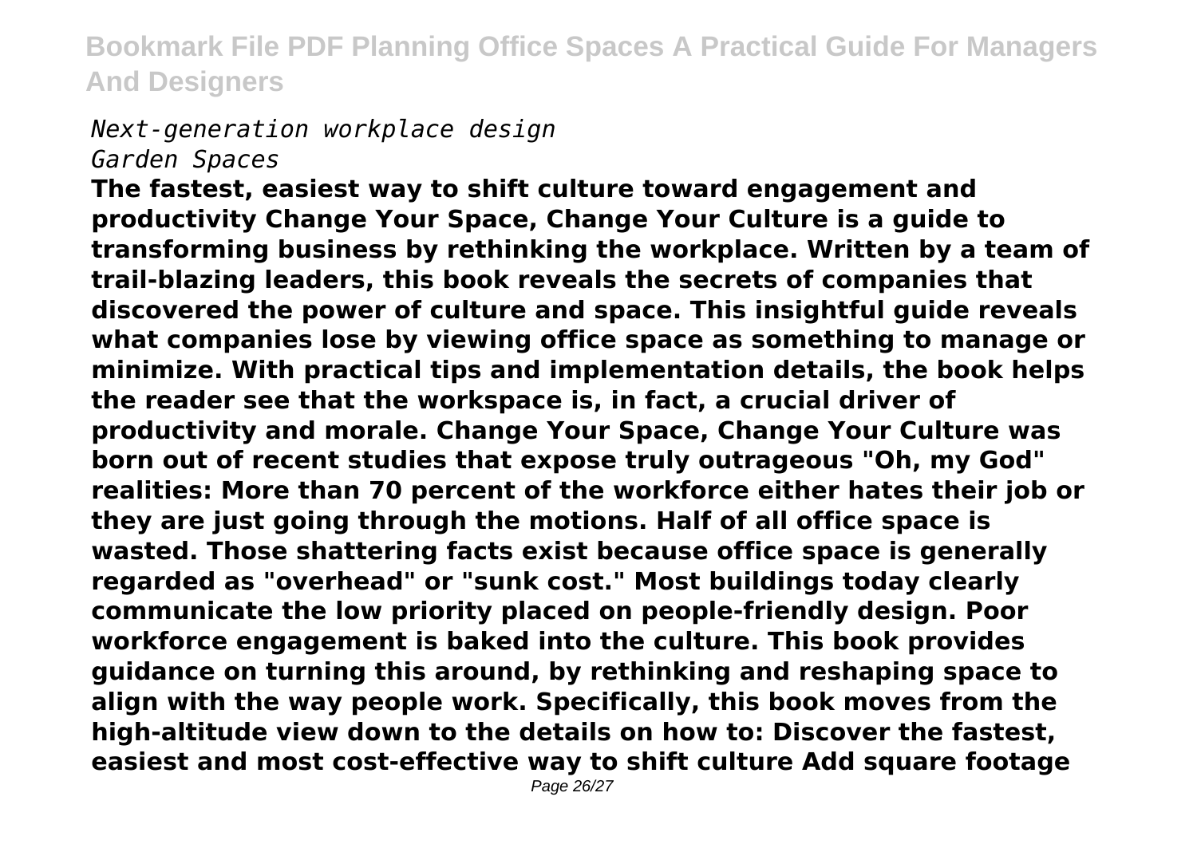*Next-generation workplace design*
*Garden Spaces*

**The fastest, easiest way to shift culture toward engagement and productivity Change Your Space, Change Your Culture is a guide to transforming business by rethinking the workplace. Written by a team of trail-blazing leaders, this book reveals the secrets of companies that discovered the power of culture and space. This insightful guide reveals what companies lose by viewing office space as something to manage or minimize. With practical tips and implementation details, the book helps the reader see that the workspace is, in fact, a crucial driver of productivity and morale. Change Your Space, Change Your Culture was born out of recent studies that expose truly outrageous "Oh, my God" realities: More than 70 percent of the workforce either hates their job or they are just going through the motions. Half of all office space is wasted. Those shattering facts exist because office space is generally regarded as "overhead" or "sunk cost." Most buildings today clearly communicate the low priority placed on people-friendly design. Poor workforce engagement is baked into the culture. This book provides guidance on turning this around, by rethinking and reshaping space to align with the way people work. Specifically, this book moves from the high-altitude view down to the details on how to: Discover the fastest, easiest and most cost-effective way to shift culture Add square footage**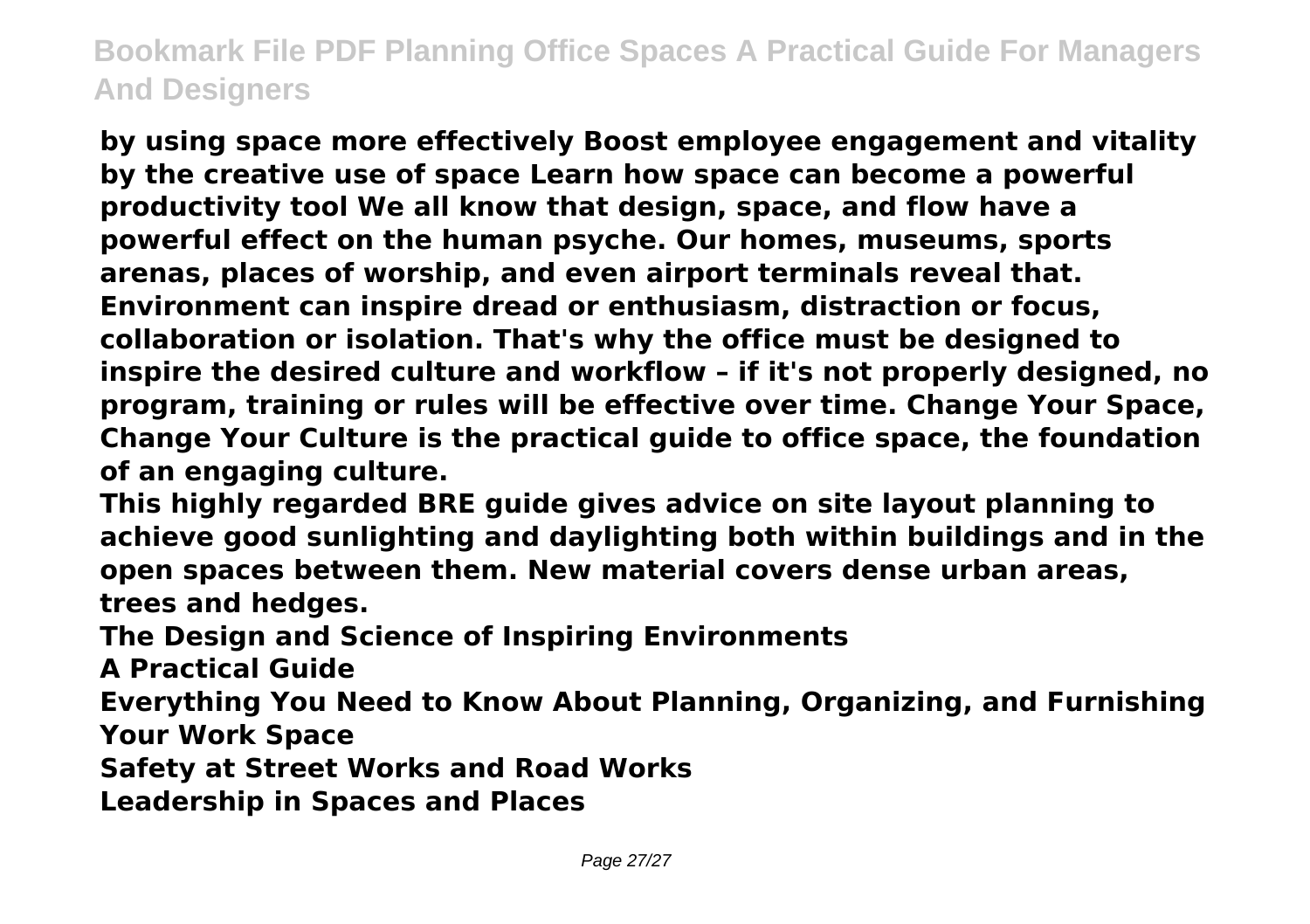**by using space more effectively Boost employee engagement and vitality by the creative use of space Learn how space can become a powerful productivity tool We all know that design, space, and flow have a powerful effect on the human psyche. Our homes, museums, sports arenas, places of worship, and even airport terminals reveal that. Environment can inspire dread or enthusiasm, distraction or focus, collaboration or isolation. That's why the office must be designed to inspire the desired culture and workflow – if it's not properly designed, no program, training or rules will be effective over time. Change Your Space, Change Your Culture is the practical guide to office space, the foundation of an engaging culture.**

**This highly regarded BRE guide gives advice on site layout planning to achieve good sunlighting and daylighting both within buildings and in the open spaces between them. New material covers dense urban areas, trees and hedges.**

**The Design and Science of Inspiring Environments**

**A Practical Guide**

**Everything You Need to Know About Planning, Organizing, and Furnishing Your Work Space**

**Safety at Street Works and Road Works**

**Leadership in Spaces and Places**